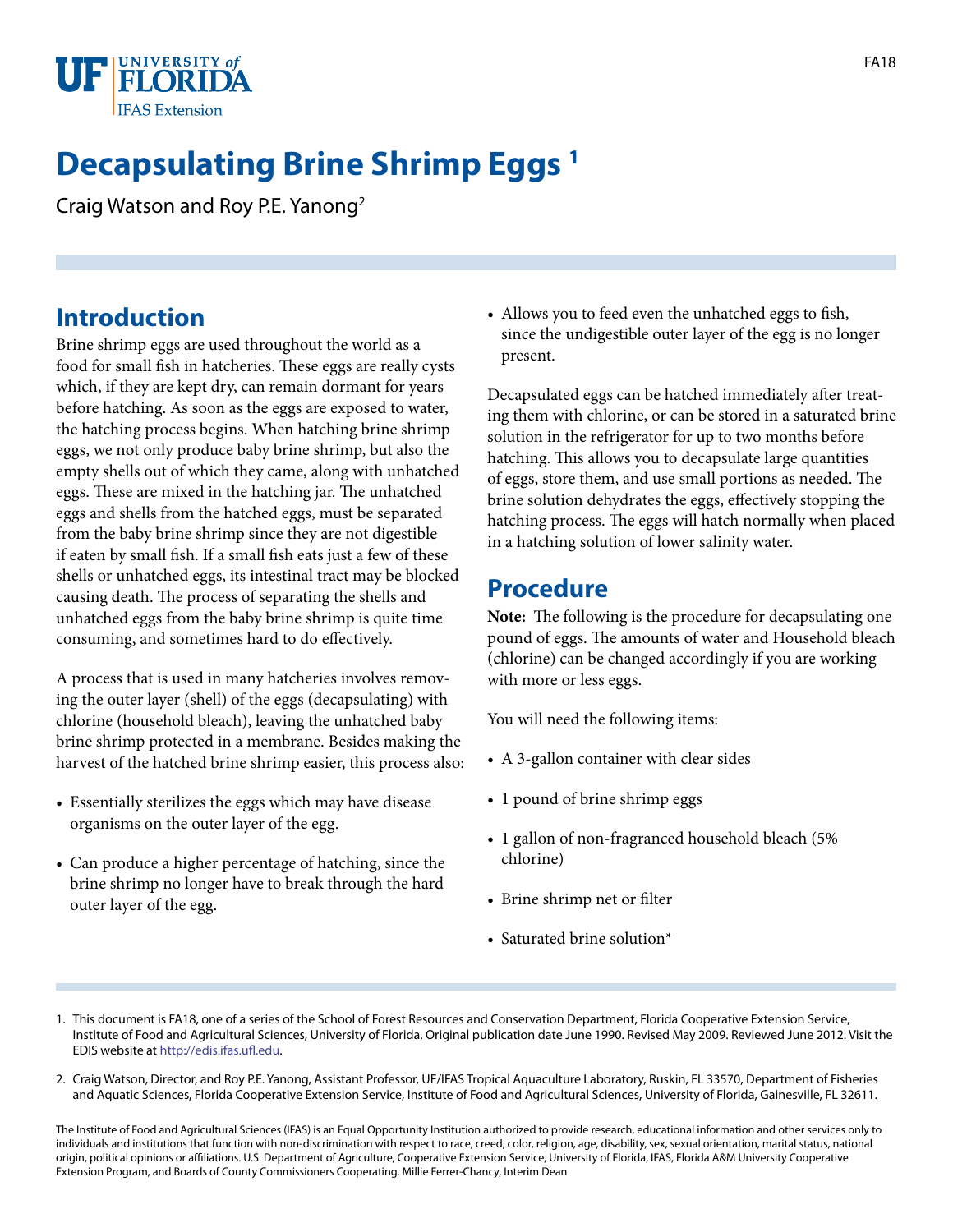# Decapsulating Brine Shrimp Eggs [1]

Craig Watson and Roy P.E. Yanong[2]

## Introduction

Brine shrimp eggs are used throughout the world as a food for small fish in hatcheries. These eggs are really cysts which, if they are kept dry, can remain dormant for years before hatching. As soon as the eggs are exposed to water, the hatching process begins. When hatching brine shrimp eggs, we not only produce baby brine shrimp, but also the empty shells out of which they came, along with unhatched eggs. These are mixed in the hatching jar. The unhatched eggs and shells from the hatched eggs, must be separated from the baby brine shrimp since they are not digestible if eaten by small fish. If a small fish eats just a few of these shells or unhatched eggs, its intestinal tract may be blocked causing death. The process of separating the shells and unhatched eggs from the baby brine shrimp is quite time consuming, and sometimes hard to do effectively.

A process that is used in many hatcheries involves removing the outer layer (shell) of the eggs (decapsulating) with chlorine (household bleach), leaving the unhatched baby brine shrimp protected in a membrane. Besides making the harvest of the hatched brine shrimp easier, this process also:

- Essentially sterilizes the eggs which may have disease organisms on the outer layer of the egg.
- Can produce a higher percentage of hatching, since the brine shrimp no longer have to break through the hard outer layer of the egg.
- Allows you to feed even the unhatched eggs to fish, since the undigestible outer layer of the egg is no longer present.

Decapsulated eggs can be hatched immediately after treating them with chlorine, or can be stored in a saturated brine solution in the refrigerator for up to two months before hatching. This allows you to decapsulate large quantities of eggs, store them, and use small portions as needed. The brine solution dehydrates the eggs, effectively stopping the hatching process. The eggs will hatch normally when placed in a hatching solution of lower salinity water.

## Procedure

**Note:** The following is the procedure for decapsulating one pound of eggs. The amounts of water and Household bleach (chlorine) can be changed accordingly if you are working with more or less eggs.

You will need the following items:

- A 3-gallon container with clear sides
- 1 pound of brine shrimp eggs
- 1 gallon of non-fragranced household bleach (5% chlorine)
- Brine shrimp net or filter
- Saturated brine solution*

1. This document is FA18, one of a series of the School of Forest Resources and Conservation Department, Florida Cooperative Extension Service, Institute of Food and Agricultural Sciences, University of Florida. Original publication date June 1990. Revised May 2009. Reviewed June 2012. Visit the EDIS website at http://edis.ifas.ufl.edu.

2. Craig Watson, Director, and Roy P.E. Yanong, Assistant Professor, UF/IFAS Tropical Aquaculture Laboratory, Ruskin, FL 33570, Department of Fisheries and Aquatic Sciences, Florida Cooperative Extension Service, Institute of Food and Agricultural Sciences, University of Florida, Gainesville, FL 32611.

The Institute of Food and Agricultural Sciences (IFAS) is an Equal Opportunity Institution authorized to provide research, educational information and other services only to individuals and institutions that function with non-discrimination with respect to race, creed, color, religion, age, disability, sex, sexual orientation, marital status, national origin, political opinions or affiliations. U.S. Department of Agriculture, Cooperative Extension Service, University of Florida, IFAS, Florida A&M University Cooperative Extension Program, and Boards of County Commissioners Cooperating. Millie Ferrer-Chancy, Interim Dean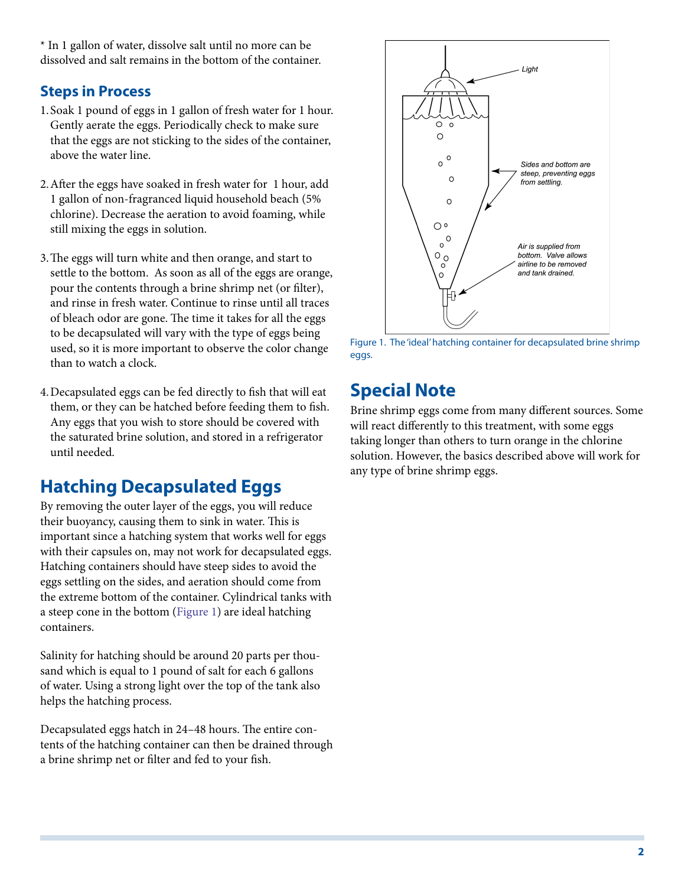* In 1 gallon of water, dissolve salt until no more can be dissolved and salt remains in the bottom of the container.

### Steps in Process

1. Soak 1 pound of eggs in 1 gallon of fresh water for 1 hour. Gently aerate the eggs. Periodically check to make sure that the eggs are not sticking to the sides of the container, above the water line.

2. After the eggs have soaked in fresh water for 1 hour, add 1 gallon of non-fragranced liquid household beach (5% chlorine). Decrease the aeration to avoid foaming, while still mixing the eggs in solution.

3. The eggs will turn white and then orange, and start to settle to the bottom. As soon as all of the eggs are orange, pour the contents through a brine shrimp net (or filter), and rinse in fresh water. Continue to rinse until all traces of bleach odor are gone. The time it takes for all the eggs to be decapsulated will vary with the type of eggs being used, so it is more important to observe the color change than to watch a clock.

4. Decapsulated eggs can be fed directly to fish that will eat them, or they can be hatched before feeding them to fish. Any eggs that you wish to store should be covered with the saturated brine solution, and stored in a refrigerator until needed.

## Hatching Decapsulated Eggs

By removing the outer layer of the eggs, you will reduce their buoyancy, causing them to sink in water. This is important since a hatching system that works well for eggs with their capsules on, may not work for decapsulated eggs. Hatching containers should have steep sides to avoid the eggs settling on the sides, and aeration should come from the extreme bottom of the container. Cylindrical tanks with a steep cone in the bottom (Figure 1) are ideal hatching containers.

Salinity for hatching should be around 20 parts per thousand which is equal to 1 pound of salt for each 6 gallons of water. Using a strong light over the top of the tank also helps the hatching process.

Decapsulated eggs hatch in 24–48 hours. The entire contents of the hatching container can then be drained through a brine shrimp net or filter and fed to your fish.

Light

Sides and bottom are steep, preventing eggs from settling.

Air is supplied from bottom. Valve allows airline to be removed and tank drained.

Figure 1. The 'ideal' hatching container for decapsulated brine shrimp eggs.

## Special Note

Brine shrimp eggs come from many different sources. Some will react differently to this treatment, with some eggs taking longer than others to turn orange in the chlorine solution. However, the basics described above will work for any type of brine shrimp eggs.